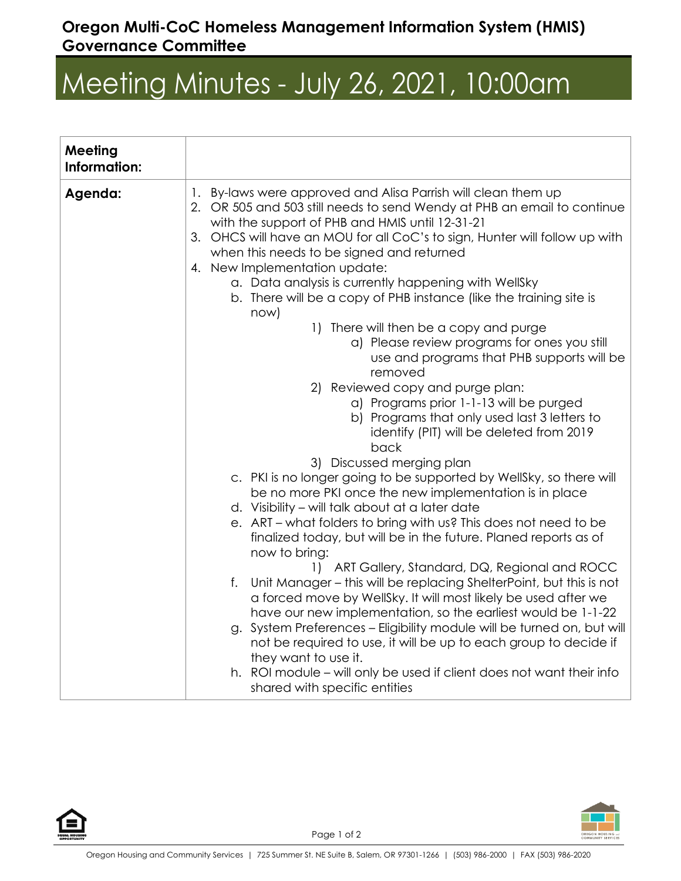## Oregon Multi-CoC Homeless Management Information System (HMIS) Governance Committee

# Meeting Minutes - July 26, 2021, 10:00am

| **Meeting Information:** | |
|---|---|
| **Agenda:** | 1. By-laws were approved and Alisa Parrish will clean them up<br>2. OR 505 and 503 still needs to send Wendy at PHB an email to continue with the support of PHB and HMIS until 12-31-21<br>3. OHCS will have an MOU for all CoC's to sign, Hunter will follow up with when this needs to be signed and returned<br>4. New Implementation update:<br>&nbsp;&nbsp;&nbsp;&nbsp;a. Data analysis is currently happening with WellSky<br>&nbsp;&nbsp;&nbsp;&nbsp;b. There will be a copy of PHB instance (like the training site is now)<br>&nbsp;&nbsp;&nbsp;&nbsp;&nbsp;&nbsp;&nbsp;&nbsp;1) There will then be a copy and purge<br>&nbsp;&nbsp;&nbsp;&nbsp;&nbsp;&nbsp;&nbsp;&nbsp;&nbsp;&nbsp;&nbsp;&nbsp;a) Please review programs for ones you still use and programs that PHB supports will be removed<br>&nbsp;&nbsp;&nbsp;&nbsp;&nbsp;&nbsp;&nbsp;&nbsp;2) Reviewed copy and purge plan:<br>&nbsp;&nbsp;&nbsp;&nbsp;&nbsp;&nbsp;&nbsp;&nbsp;&nbsp;&nbsp;&nbsp;&nbsp;a) Programs prior 1-1-13 will be purged<br>&nbsp;&nbsp;&nbsp;&nbsp;&nbsp;&nbsp;&nbsp;&nbsp;&nbsp;&nbsp;&nbsp;&nbsp;b) Programs that only used last 3 letters to identify (PIT) will be deleted from 2019 back<br>&nbsp;&nbsp;&nbsp;&nbsp;&nbsp;&nbsp;&nbsp;&nbsp;3) Discussed merging plan<br>&nbsp;&nbsp;&nbsp;&nbsp;c. PKI is no longer going to be supported by WellSky, so there will be no more PKI once the new implementation is in place<br>&nbsp;&nbsp;&nbsp;&nbsp;d. Visibility – will talk about at a later date<br>&nbsp;&nbsp;&nbsp;&nbsp;e. ART – what folders to bring with us? This does not need to be finalized today, but will be in the future. Planed reports as of now to bring:<br>&nbsp;&nbsp;&nbsp;&nbsp;&nbsp;&nbsp;&nbsp;&nbsp;1) ART Gallery, Standard, DQ, Regional and ROCC<br>&nbsp;&nbsp;&nbsp;&nbsp;f. Unit Manager – this will be replacing ShelterPoint, but this is not a forced move by WellSky. It will most likely be used after we have our new implementation, so the earliest would be 1-1-22<br>&nbsp;&nbsp;&nbsp;&nbsp;g. System Preferences – Eligibility module will be turned on, but will not be required to use, it will be up to each group to decide if they want to use it.<br>&nbsp;&nbsp;&nbsp;&nbsp;h. ROI module – will only be used if client does not want their info shared with specific entities |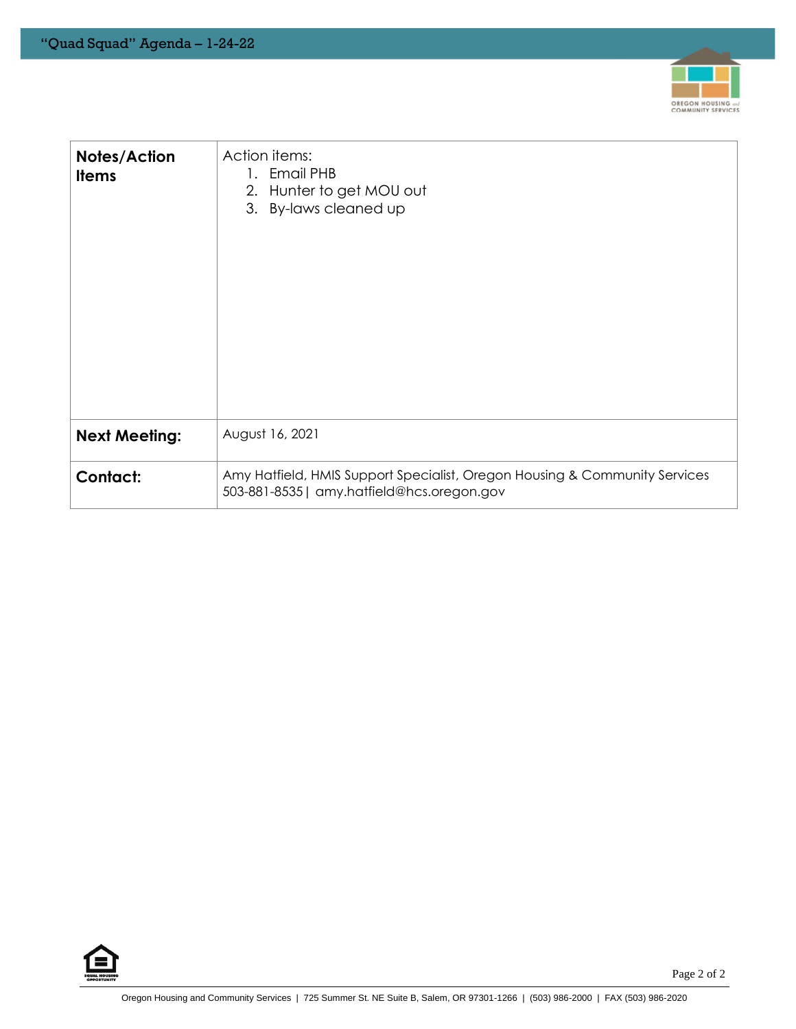| | |
|---|---|
| **Notes/Action Items** | Action items:<br>1. Email PHB<br>2. Hunter to get MOU out<br>3. By-laws cleaned up |
| **Next Meeting:** | August 16, 2021 |
| **Contact:** | Amy Hatfield, HMIS Support Specialist, Oregon Housing & Community Services<br>503-881-8535 \| amy.hatfield@hcs.oregon.gov |